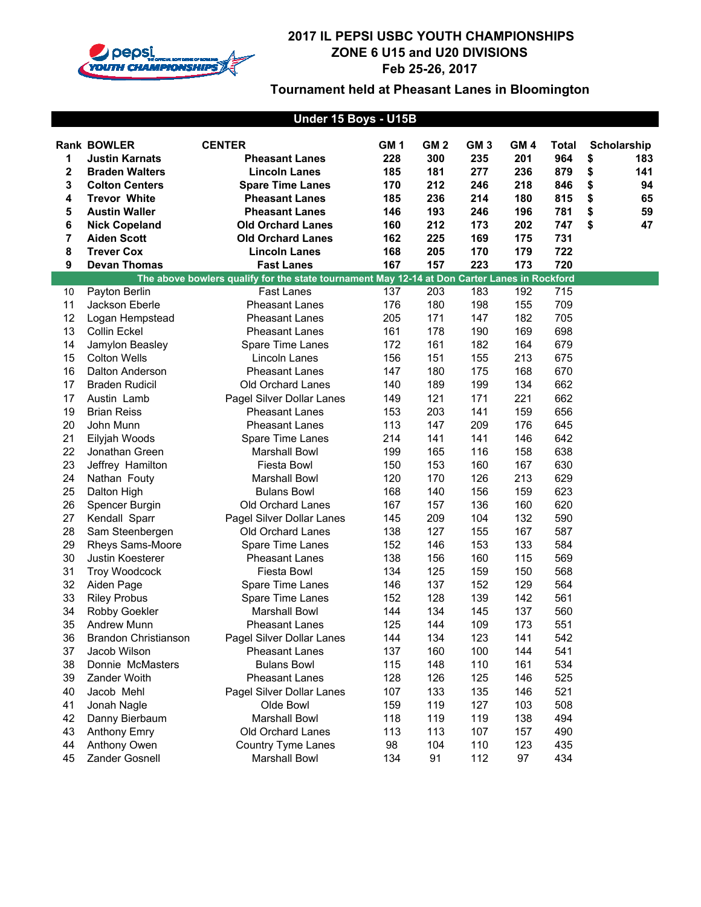# 2017 IL PEPSI USBC YOUTH CHAMPIONSHIPS
## ZONE 6 U15 and U20 DIVISIONS
## Feb 25-26, 2017

### Tournament held at Pheasant Lanes in Bloomington

### Under 15 Boys - U15B

| Rank | BOWLER | CENTER | GM 1 | GM 2 | GM 3 | GM 4 | Total | Scholarship |
|---|---|---|---|---|---|---|---|---|
| **1** | **Justin Karnats** | **Pheasant Lanes** | **228** | **300** | **235** | **201** | **964** | **$ 183** |
| **2** | **Braden Walters** | **Lincoln Lanes** | **185** | **181** | **277** | **236** | **879** | **$ 141** |
| **3** | **Colton Centers** | **Spare Time Lanes** | **170** | **212** | **246** | **218** | **846** | **$ 94** |
| **4** | **Trevor White** | **Pheasant Lanes** | **185** | **236** | **214** | **180** | **815** | **$ 65** |
| **5** | **Austin Waller** | **Pheasant Lanes** | **146** | **193** | **246** | **196** | **781** | **$ 59** |
| **6** | **Nick Copeland** | **Old Orchard Lanes** | **160** | **212** | **173** | **202** | **747** | **$ 47** |
| **7** | **Aiden Scott** | **Old Orchard Lanes** | **162** | **225** | **169** | **175** | **731** | |
| **8** | **Trever Cox** | **Lincoln Lanes** | **168** | **205** | **170** | **179** | **722** | |
| **9** | **Devan Thomas** | **Fast Lanes** | **167** | **157** | **223** | **173** | **720** | |
| | **The above bowlers qualify for the state tournament May 12-14 at Don Carter Lanes in Rockford** | | | | | | | |
| 10 | Payton Berlin | Fast Lanes | 137 | 203 | 183 | 192 | 715 | |
| 11 | Jackson Eberle | Pheasant Lanes | 176 | 180 | 198 | 155 | 709 | |
| 12 | Logan Hempstead | Pheasant Lanes | 205 | 171 | 147 | 182 | 705 | |
| 13 | Collin Eckel | Pheasant Lanes | 161 | 178 | 190 | 169 | 698 | |
| 14 | Jamylon Beasley | Spare Time Lanes | 172 | 161 | 182 | 164 | 679 | |
| 15 | Colton Wells | Lincoln Lanes | 156 | 151 | 155 | 213 | 675 | |
| 16 | Dalton Anderson | Pheasant Lanes | 147 | 180 | 175 | 168 | 670 | |
| 17 | Braden Rudicil | Old Orchard Lanes | 140 | 189 | 199 | 134 | 662 | |
| 17 | Austin Lamb | Pagel Silver Dollar Lanes | 149 | 121 | 171 | 221 | 662 | |
| 19 | Brian Reiss | Pheasant Lanes | 153 | 203 | 141 | 159 | 656 | |
| 20 | John Munn | Pheasant Lanes | 113 | 147 | 209 | 176 | 645 | |
| 21 | Eilyjah Woods | Spare Time Lanes | 214 | 141 | 141 | 146 | 642 | |
| 22 | Jonathan Green | Marshall Bowl | 199 | 165 | 116 | 158 | 638 | |
| 23 | Jeffrey Hamilton | Fiesta Bowl | 150 | 153 | 160 | 167 | 630 | |
| 24 | Nathan Fouty | Marshall Bowl | 120 | 170 | 126 | 213 | 629 | |
| 25 | Dalton High | Bulans Bowl | 168 | 140 | 156 | 159 | 623 | |
| 26 | Spencer Burgin | Old Orchard Lanes | 167 | 157 | 136 | 160 | 620 | |
| 27 | Kendall Sparr | Pagel Silver Dollar Lanes | 145 | 209 | 104 | 132 | 590 | |
| 28 | Sam Steenbergen | Old Orchard Lanes | 138 | 127 | 155 | 167 | 587 | |
| 29 | Rheys Sams-Moore | Spare Time Lanes | 152 | 146 | 153 | 133 | 584 | |
| 30 | Justin Koesterer | Pheasant Lanes | 138 | 156 | 160 | 115 | 569 | |
| 31 | Troy Woodcock | Fiesta Bowl | 134 | 125 | 159 | 150 | 568 | |
| 32 | Aiden Page | Spare Time Lanes | 146 | 137 | 152 | 129 | 564 | |
| 33 | Riley Probus | Spare Time Lanes | 152 | 128 | 139 | 142 | 561 | |
| 34 | Robby Goekler | Marshall Bowl | 144 | 134 | 145 | 137 | 560 | |
| 35 | Andrew Munn | Pheasant Lanes | 125 | 144 | 109 | 173 | 551 | |
| 36 | Brandon Christianson | Pagel Silver Dollar Lanes | 144 | 134 | 123 | 141 | 542 | |
| 37 | Jacob Wilson | Pheasant Lanes | 137 | 160 | 100 | 144 | 541 | |
| 38 | Donnie McMasters | Bulans Bowl | 115 | 148 | 110 | 161 | 534 | |
| 39 | Zander Woith | Pheasant Lanes | 128 | 126 | 125 | 146 | 525 | |
| 40 | Jacob Mehl | Pagel Silver Dollar Lanes | 107 | 133 | 135 | 146 | 521 | |
| 41 | Jonah Nagle | Olde Bowl | 159 | 119 | 127 | 103 | 508 | |
| 42 | Danny Bierbaum | Marshall Bowl | 118 | 119 | 119 | 138 | 494 | |
| 43 | Anthony Emry | Old Orchard Lanes | 113 | 113 | 107 | 157 | 490 | |
| 44 | Anthony Owen | Country Tyme Lanes | 98 | 104 | 110 | 123 | 435 | |
| 45 | Zander Gosnell | Marshall Bowl | 134 | 91 | 112 | 97 | 434 | |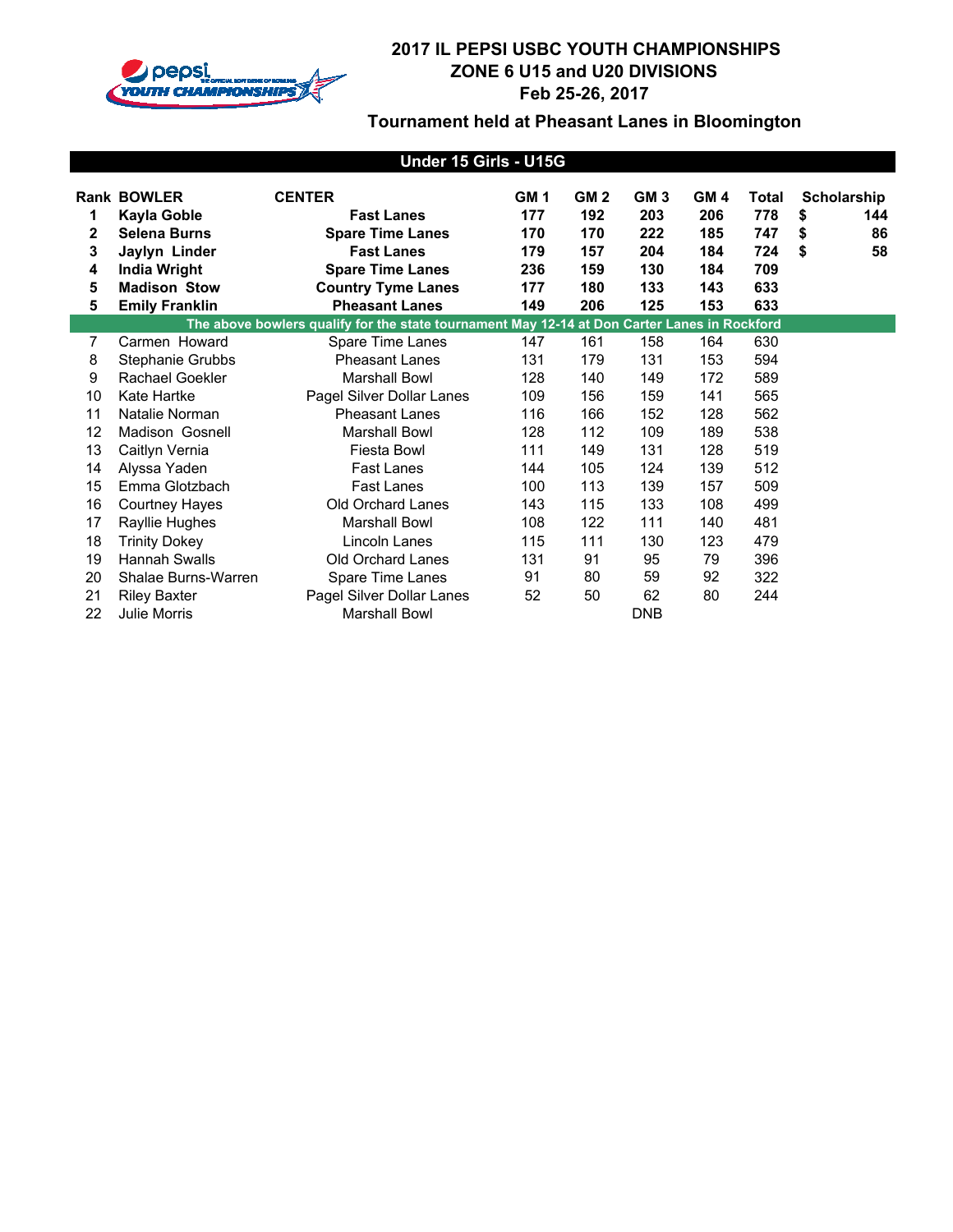# 2017 IL PEPSI USBC YOUTH CHAMPIONSHIPS
# ZONE 6 U15 and U20 DIVISIONS
# Feb 25-26, 2017

## Tournament held at Pheasant Lanes in Bloomington

### Under 15 Girls - U15G

| Rank | BOWLER | CENTER | GM 1 | GM 2 | GM 3 | GM 4 | Total | Scholarship |
|---|---|---|---|---|---|---|---|---|
| **1** | **Kayla Goble** | **Fast Lanes** | **177** | **192** | **203** | **206** | **778** | **$ 144** |
| **2** | **Selena Burns** | **Spare Time Lanes** | **170** | **170** | **222** | **185** | **747** | **$ 86** |
| **3** | **Jaylyn Linder** | **Fast Lanes** | **179** | **157** | **204** | **184** | **724** | **$ 58** |
| **4** | **India Wright** | **Spare Time Lanes** | **236** | **159** | **130** | **184** | **709** | |
| **5** | **Madison Stow** | **Country Tyme Lanes** | **177** | **180** | **133** | **143** | **633** | |
| **5** | **Emily Franklin** | **Pheasant Lanes** | **149** | **206** | **125** | **153** | **633** | |
| **The above bowlers qualify for the state tournament May 12-14 at Don Carter Lanes in Rockford** | | | | | | | | |
| 7 | Carmen Howard | Spare Time Lanes | 147 | 161 | 158 | 164 | 630 | |
| 8 | Stephanie Grubbs | Pheasant Lanes | 131 | 179 | 131 | 153 | 594 | |
| 9 | Rachael Goekler | Marshall Bowl | 128 | 140 | 149 | 172 | 589 | |
| 10 | Kate Hartke | Pagel Silver Dollar Lanes | 109 | 156 | 159 | 141 | 565 | |
| 11 | Natalie Norman | Pheasant Lanes | 116 | 166 | 152 | 128 | 562 | |
| 12 | Madison Gosnell | Marshall Bowl | 128 | 112 | 109 | 189 | 538 | |
| 13 | Caitlyn Vernia | Fiesta Bowl | 111 | 149 | 131 | 128 | 519 | |
| 14 | Alyssa Yaden | Fast Lanes | 144 | 105 | 124 | 139 | 512 | |
| 15 | Emma Glotzbach | Fast Lanes | 100 | 113 | 139 | 157 | 509 | |
| 16 | Courtney Hayes | Old Orchard Lanes | 143 | 115 | 133 | 108 | 499 | |
| 17 | Rayllie Hughes | Marshall Bowl | 108 | 122 | 111 | 140 | 481 | |
| 18 | Trinity Dokey | Lincoln Lanes | 115 | 111 | 130 | 123 | 479 | |
| 19 | Hannah Swalls | Old Orchard Lanes | 131 | 91 | 95 | 79 | 396 | |
| 20 | Shalae Burns-Warren | Spare Time Lanes | 91 | 80 | 59 | 92 | 322 | |
| 21 | Riley Baxter | Pagel Silver Dollar Lanes | 52 | 50 | 62 | 80 | 244 | |
| 22 | Julie Morris | Marshall Bowl | | | DNB | | | |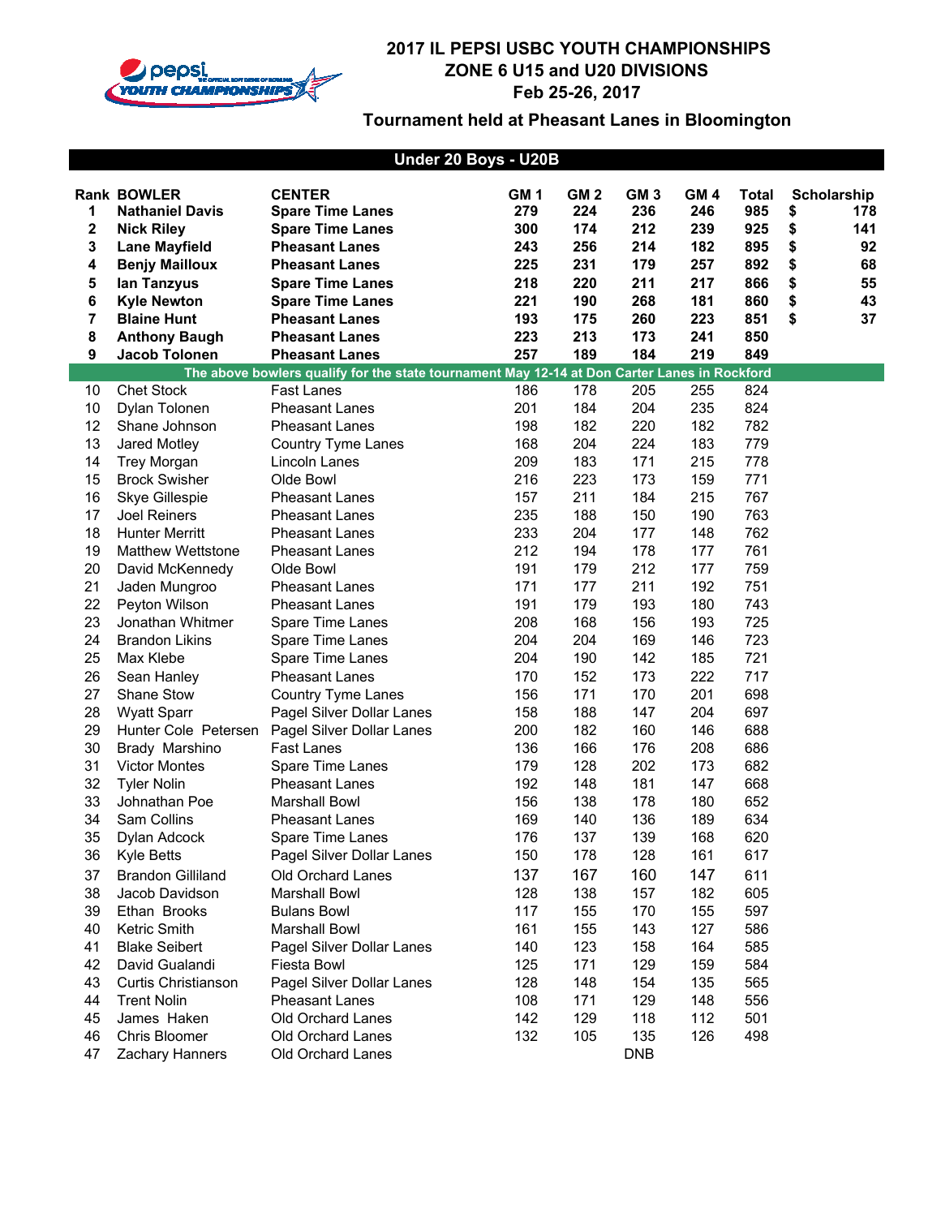# 2017 IL PEPSI USBC YOUTH CHAMPIONSHIPS
## ZONE 6 U15 and U20 DIVISIONS
## Feb 25-26, 2017

### Tournament held at Pheasant Lanes in Bloomington

**Under 20 Boys - U20B**

| Rank | BOWLER | CENTER | GM 1 | GM 2 | GM 3 | GM 4 | Total | Scholarship |
|---|---|---|---|---|---|---|---|---|
| **1** | **Nathaniel Davis** | **Spare Time Lanes** | **279** | **224** | **236** | **246** | **985** | **$ 178** |
| **2** | **Nick Riley** | **Spare Time Lanes** | **300** | **174** | **212** | **239** | **925** | **$ 141** |
| **3** | **Lane Mayfield** | **Pheasant Lanes** | **243** | **256** | **214** | **182** | **895** | **$ 92** |
| **4** | **Benjy Mailloux** | **Pheasant Lanes** | **225** | **231** | **179** | **257** | **892** | **$ 68** |
| **5** | **Ian Tanzyus** | **Spare Time Lanes** | **218** | **220** | **211** | **217** | **866** | **$ 55** |
| **6** | **Kyle Newton** | **Spare Time Lanes** | **221** | **190** | **268** | **181** | **860** | **$ 43** |
| **7** | **Blaine Hunt** | **Pheasant Lanes** | **193** | **175** | **260** | **223** | **851** | **$ 37** |
| **8** | **Anthony Baugh** | **Pheasant Lanes** | **223** | **213** | **173** | **241** | **850** | |
| **9** | **Jacob Tolonen** | **Pheasant Lanes** | **257** | **189** | **184** | **219** | **849** | |
| | **The above bowlers qualify for the state tournament May 12-14 at Don Carter Lanes in Rockford** | | | | | | | |
| 10 | Chet Stock | Fast Lanes | 186 | 178 | 205 | 255 | 824 | |
| 10 | Dylan Tolonen | Pheasant Lanes | 201 | 184 | 204 | 235 | 824 | |
| 12 | Shane Johnson | Pheasant Lanes | 198 | 182 | 220 | 182 | 782 | |
| 13 | Jared Motley | Country Tyme Lanes | 168 | 204 | 224 | 183 | 779 | |
| 14 | Trey Morgan | Lincoln Lanes | 209 | 183 | 171 | 215 | 778 | |
| 15 | Brock Swisher | Olde Bowl | 216 | 223 | 173 | 159 | 771 | |
| 16 | Skye Gillespie | Pheasant Lanes | 157 | 211 | 184 | 215 | 767 | |
| 17 | Joel Reiners | Pheasant Lanes | 235 | 188 | 150 | 190 | 763 | |
| 18 | Hunter Merritt | Pheasant Lanes | 233 | 204 | 177 | 148 | 762 | |
| 19 | Matthew Wettstone | Pheasant Lanes | 212 | 194 | 178 | 177 | 761 | |
| 20 | David McKennedy | Olde Bowl | 191 | 179 | 212 | 177 | 759 | |
| 21 | Jaden Mungroo | Pheasant Lanes | 171 | 177 | 211 | 192 | 751 | |
| 22 | Peyton Wilson | Pheasant Lanes | 191 | 179 | 193 | 180 | 743 | |
| 23 | Jonathan Whitmer | Spare Time Lanes | 208 | 168 | 156 | 193 | 725 | |
| 24 | Brandon Likins | Spare Time Lanes | 204 | 204 | 169 | 146 | 723 | |
| 25 | Max Klebe | Spare Time Lanes | 204 | 190 | 142 | 185 | 721 | |
| 26 | Sean Hanley | Pheasant Lanes | 170 | 152 | 173 | 222 | 717 | |
| 27 | Shane Stow | Country Tyme Lanes | 156 | 171 | 170 | 201 | 698 | |
| 28 | Wyatt Sparr | Pagel Silver Dollar Lanes | 158 | 188 | 147 | 204 | 697 | |
| 29 | Hunter Cole Petersen | Pagel Silver Dollar Lanes | 200 | 182 | 160 | 146 | 688 | |
| 30 | Brady Marshino | Fast Lanes | 136 | 166 | 176 | 208 | 686 | |
| 31 | Victor Montes | Spare Time Lanes | 179 | 128 | 202 | 173 | 682 | |
| 32 | Tyler Nolin | Pheasant Lanes | 192 | 148 | 181 | 147 | 668 | |
| 33 | Johnathan Poe | Marshall Bowl | 156 | 138 | 178 | 180 | 652 | |
| 34 | Sam Collins | Pheasant Lanes | 169 | 140 | 136 | 189 | 634 | |
| 35 | Dylan Adcock | Spare Time Lanes | 176 | 137 | 139 | 168 | 620 | |
| 36 | Kyle Betts | Pagel Silver Dollar Lanes | 150 | 178 | 128 | 161 | 617 | |
| 37 | Brandon Gilliland | Old Orchard Lanes | 137 | 167 | 160 | 147 | 611 | |
| 38 | Jacob Davidson | Marshall Bowl | 128 | 138 | 157 | 182 | 605 | |
| 39 | Ethan Brooks | Bulans Bowl | 117 | 155 | 170 | 155 | 597 | |
| 40 | Ketric Smith | Marshall Bowl | 161 | 155 | 143 | 127 | 586 | |
| 41 | Blake Seibert | Pagel Silver Dollar Lanes | 140 | 123 | 158 | 164 | 585 | |
| 42 | David Gualandi | Fiesta Bowl | 125 | 171 | 129 | 159 | 584 | |
| 43 | Curtis Christianson | Pagel Silver Dollar Lanes | 128 | 148 | 154 | 135 | 565 | |
| 44 | Trent Nolin | Pheasant Lanes | 108 | 171 | 129 | 148 | 556 | |
| 45 | James Haken | Old Orchard Lanes | 142 | 129 | 118 | 112 | 501 | |
| 46 | Chris Bloomer | Old Orchard Lanes | 132 | 105 | 135 | 126 | 498 | |
| 47 | Zachary Hanners | Old Orchard Lanes | | | DNB | | | |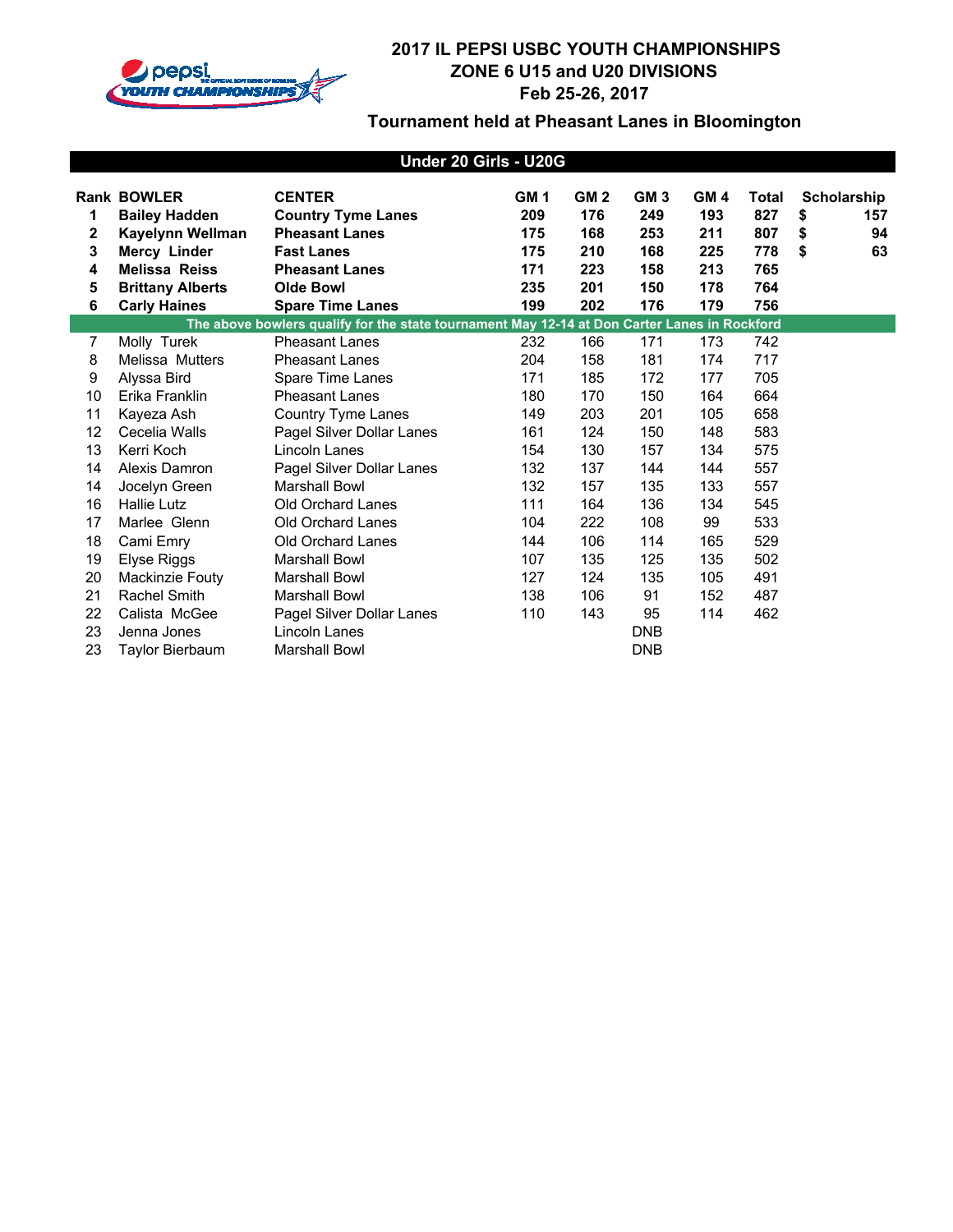# 2017 IL PEPSI USBC YOUTH CHAMPIONSHIPS
# ZONE 6 U15 and U20 DIVISIONS
# Feb 25-26, 2017

## Tournament held at Pheasant Lanes in Bloomington

### Under 20 Girls - U20G

| Rank | BOWLER | CENTER | GM 1 | GM 2 | GM 3 | GM 4 | Total | Scholarship |
|---|---|---|---|---|---|---|---|---|
| **1** | **Bailey Hadden** | **Country Tyme Lanes** | **209** | **176** | **249** | **193** | **827** | **$ 157** |
| **2** | **Kayelynn Wellman** | **Pheasant Lanes** | **175** | **168** | **253** | **211** | **807** | **$ 94** |
| **3** | **Mercy Linder** | **Fast Lanes** | **175** | **210** | **168** | **225** | **778** | **$ 63** |
| **4** | **Melissa Reiss** | **Pheasant Lanes** | **171** | **223** | **158** | **213** | **765** | |
| **5** | **Brittany Alberts** | **Olde Bowl** | **235** | **201** | **150** | **178** | **764** | |
| **6** | **Carly Haines** | **Spare Time Lanes** | **199** | **202** | **176** | **179** | **756** | |
| | **The above bowlers qualify for the state tournament May 12-14 at Don Carter Lanes in Rockford** | | | | | | | |
| 7 | Molly Turek | Pheasant Lanes | 232 | 166 | 171 | 173 | 742 | |
| 8 | Melissa Mutters | Pheasant Lanes | 204 | 158 | 181 | 174 | 717 | |
| 9 | Alyssa Bird | Spare Time Lanes | 171 | 185 | 172 | 177 | 705 | |
| 10 | Erika Franklin | Pheasant Lanes | 180 | 170 | 150 | 164 | 664 | |
| 11 | Kayeza Ash | Country Tyme Lanes | 149 | 203 | 201 | 105 | 658 | |
| 12 | Cecelia Walls | Pagel Silver Dollar Lanes | 161 | 124 | 150 | 148 | 583 | |
| 13 | Kerri Koch | Lincoln Lanes | 154 | 130 | 157 | 134 | 575 | |
| 14 | Alexis Damron | Pagel Silver Dollar Lanes | 132 | 137 | 144 | 144 | 557 | |
| 14 | Jocelyn Green | Marshall Bowl | 132 | 157 | 135 | 133 | 557 | |
| 16 | Hallie Lutz | Old Orchard Lanes | 111 | 164 | 136 | 134 | 545 | |
| 17 | Marlee Glenn | Old Orchard Lanes | 104 | 222 | 108 | 99 | 533 | |
| 18 | Cami Emry | Old Orchard Lanes | 144 | 106 | 114 | 165 | 529 | |
| 19 | Elyse Riggs | Marshall Bowl | 107 | 135 | 125 | 135 | 502 | |
| 20 | Mackinzie Fouty | Marshall Bowl | 127 | 124 | 135 | 105 | 491 | |
| 21 | Rachel Smith | Marshall Bowl | 138 | 106 | 91 | 152 | 487 | |
| 22 | Calista McGee | Pagel Silver Dollar Lanes | 110 | 143 | 95 | 114 | 462 | |
| 23 | Jenna Jones | Lincoln Lanes | | | DNB | | | |
| 23 | Taylor Bierbaum | Marshall Bowl | | | DNB | | | |